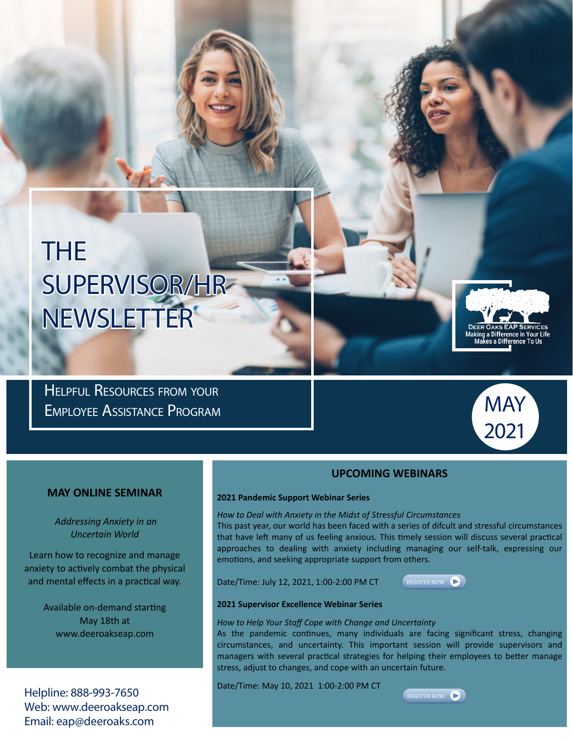# THE SUPERVISOR/HR NEWSLETTER

Deer Oaks EAP Services
Making a Difference in Your Life Makes a Difference To Us

## Helpful Resources from your Employee Assistance Program

MAY 2021

## MAY ONLINE SEMINAR

*Addressing Anxiety in an Uncertain World*

Learn how to recognize and manage anxiety to actively combat the physical and mental effects in a practical way.

Available on-demand starting May 18th at www.deeroakseap.com

Helpline: 888-993-7650
Web: www.deeroakseap.com
Email: eap@deeroaks.com

## UPCOMING WEBINARS

**2021 Pandemic Support Webinar Series**

*How to Deal with Anxiety in the Midst of Stressful Circumstances*
This past year, our world has been faced with a series of difcult and stressful circumstances that have left many of us feeling anxious. This timely session will discuss several practical approaches to dealing with anxiety including managing our self-talk, expressing our emotions, and seeking appropriate support from others.

Date/Time: July 12, 2021, 1:00-2:00 PM CT

REGISTER NOW

**2021 Supervisor Excellence Webinar Series**

*How to Help Your Staff Cope with Change and Uncertainty*
As the pandemic continues, many individuals are facing significant stress, changing circumstances, and uncertainty. This important session will provide supervisors and managers with several practical strategies for helping their employees to better manage stress, adjust to changes, and cope with an uncertain future.

Date/Time: May 10, 2021 1:00-2:00 PM CT

REGISTER NOW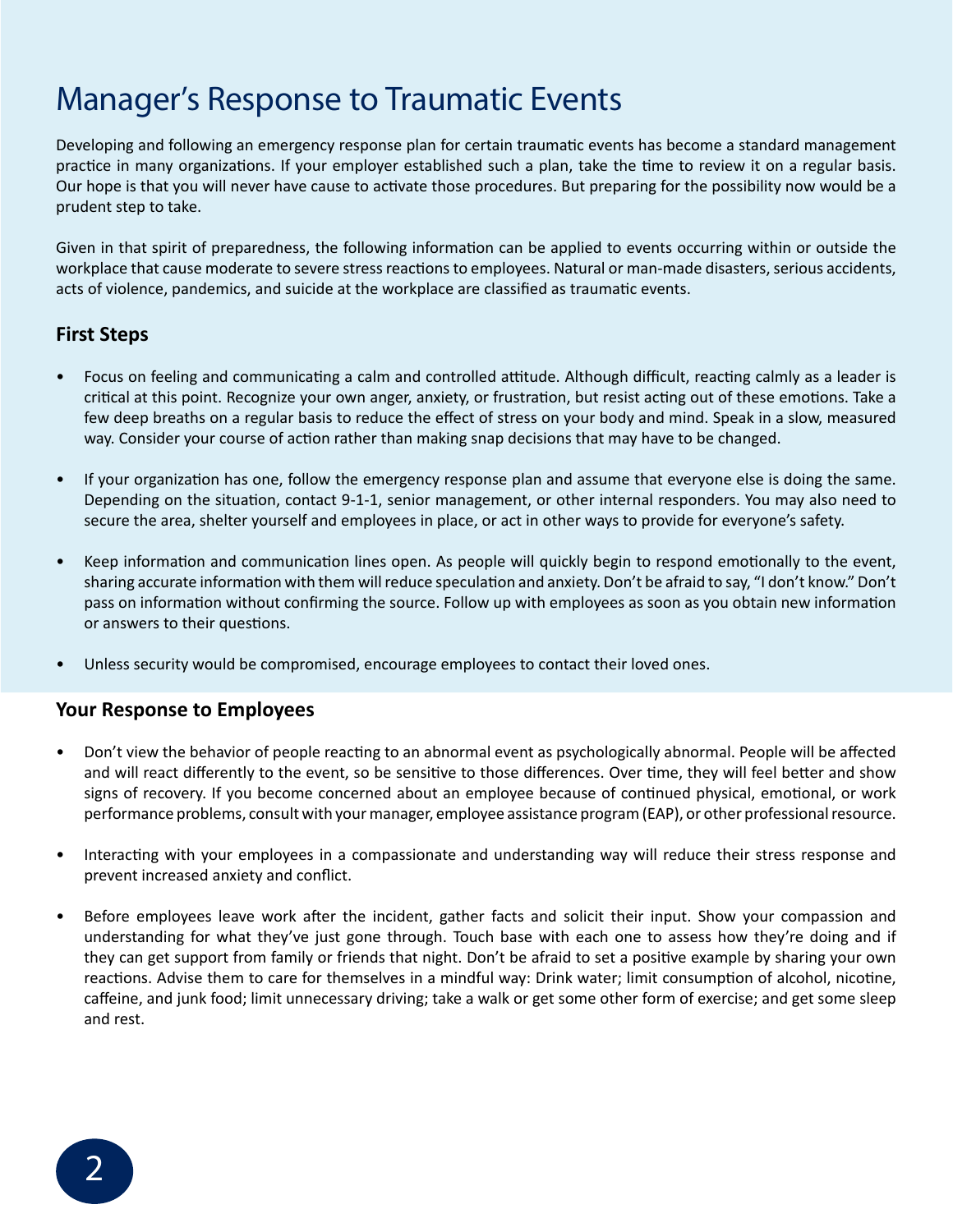# Manager's Response to Traumatic Events

Developing and following an emergency response plan for certain traumatic events has become a standard management practice in many organizations. If your employer established such a plan, take the time to review it on a regular basis. Our hope is that you will never have cause to activate those procedures. But preparing for the possibility now would be a prudent step to take.

Given in that spirit of preparedness, the following information can be applied to events occurring within or outside the workplace that cause moderate to severe stress reactions to employees. Natural or man-made disasters, serious accidents, acts of violence, pandemics, and suicide at the workplace are classified as traumatic events.

## First Steps

- Focus on feeling and communicating a calm and controlled attitude. Although difficult, reacting calmly as a leader is critical at this point. Recognize your own anger, anxiety, or frustration, but resist acting out of these emotions. Take a few deep breaths on a regular basis to reduce the effect of stress on your body and mind. Speak in a slow, measured way. Consider your course of action rather than making snap decisions that may have to be changed.
- If your organization has one, follow the emergency response plan and assume that everyone else is doing the same. Depending on the situation, contact 9-1-1, senior management, or other internal responders. You may also need to secure the area, shelter yourself and employees in place, or act in other ways to provide for everyone's safety.
- Keep information and communication lines open. As people will quickly begin to respond emotionally to the event, sharing accurate information with them will reduce speculation and anxiety. Don't be afraid to say, "I don't know." Don't pass on information without confirming the source. Follow up with employees as soon as you obtain new information or answers to their questions.
- Unless security would be compromised, encourage employees to contact their loved ones.

## Your Response to Employees

- Don't view the behavior of people reacting to an abnormal event as psychologically abnormal. People will be affected and will react differently to the event, so be sensitive to those differences. Over time, they will feel better and show signs of recovery. If you become concerned about an employee because of continued physical, emotional, or work performance problems, consult with your manager, employee assistance program (EAP), or other professional resource.
- Interacting with your employees in a compassionate and understanding way will reduce their stress response and prevent increased anxiety and conflict.
- Before employees leave work after the incident, gather facts and solicit their input. Show your compassion and understanding for what they've just gone through. Touch base with each one to assess how they're doing and if they can get support from family or friends that night. Don't be afraid to set a positive example by sharing your own reactions. Advise them to care for themselves in a mindful way: Drink water; limit consumption of alcohol, nicotine, caffeine, and junk food; limit unnecessary driving; take a walk or get some other form of exercise; and get some sleep and rest.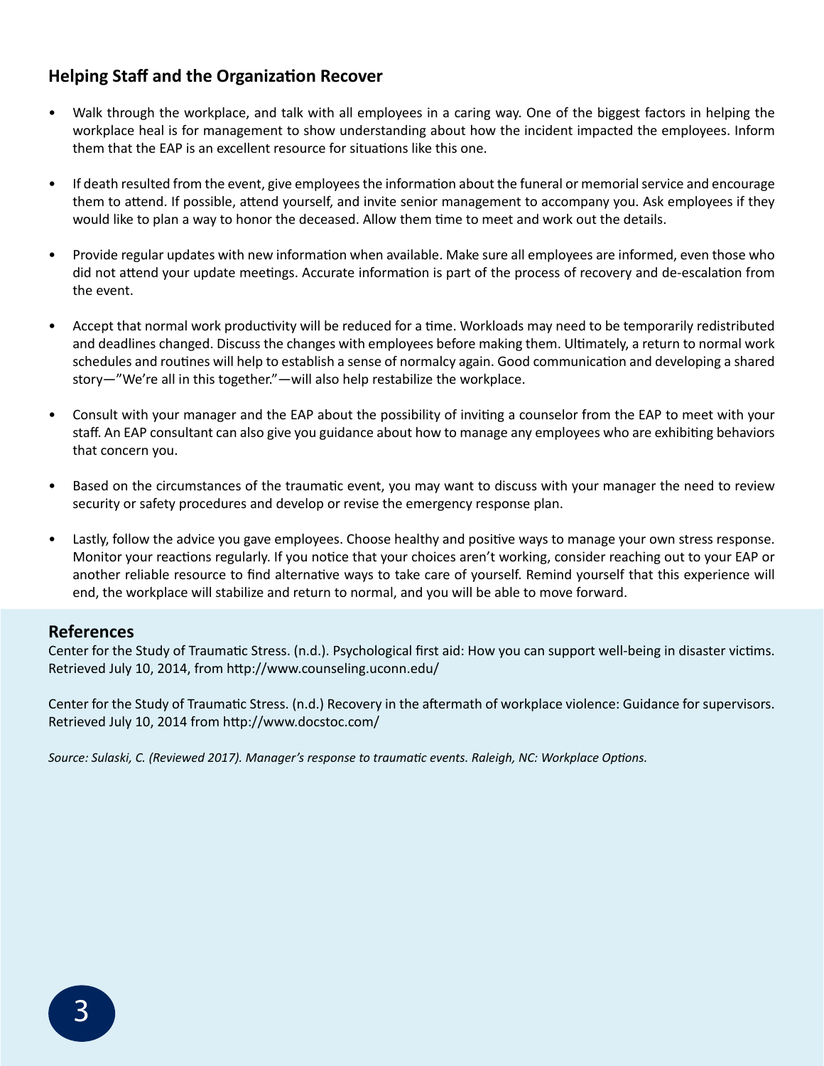## Helping Staff and the Organization Recover

- Walk through the workplace, and talk with all employees in a caring way. One of the biggest factors in helping the workplace heal is for management to show understanding about how the incident impacted the employees. Inform them that the EAP is an excellent resource for situations like this one.

- If death resulted from the event, give employees the information about the funeral or memorial service and encourage them to attend. If possible, attend yourself, and invite senior management to accompany you. Ask employees if they would like to plan a way to honor the deceased. Allow them time to meet and work out the details.

- Provide regular updates with new information when available. Make sure all employees are informed, even those who did not attend your update meetings. Accurate information is part of the process of recovery and de-escalation from the event.

- Accept that normal work productivity will be reduced for a time. Workloads may need to be temporarily redistributed and deadlines changed. Discuss the changes with employees before making them. Ultimately, a return to normal work schedules and routines will help to establish a sense of normalcy again. Good communication and developing a shared story—"We're all in this together."—will also help restabilize the workplace.

- Consult with your manager and the EAP about the possibility of inviting a counselor from the EAP to meet with your staff. An EAP consultant can also give you guidance about how to manage any employees who are exhibiting behaviors that concern you.

- Based on the circumstances of the traumatic event, you may want to discuss with your manager the need to review security or safety procedures and develop or revise the emergency response plan.

- Lastly, follow the advice you gave employees. Choose healthy and positive ways to manage your own stress response. Monitor your reactions regularly. If you notice that your choices aren't working, consider reaching out to your EAP or another reliable resource to find alternative ways to take care of yourself. Remind yourself that this experience will end, the workplace will stabilize and return to normal, and you will be able to move forward.

## References

Center for the Study of Traumatic Stress. (n.d.). Psychological first aid: How you can support well-being in disaster victims. Retrieved July 10, 2014, from http://www.counseling.uconn.edu/

Center for the Study of Traumatic Stress. (n.d.) Recovery in the aftermath of workplace violence: Guidance for supervisors. Retrieved July 10, 2014 from http://www.docstoc.com/

*Source: Sulaski, C. (Reviewed 2017). Manager's response to traumatic events. Raleigh, NC: Workplace Options.*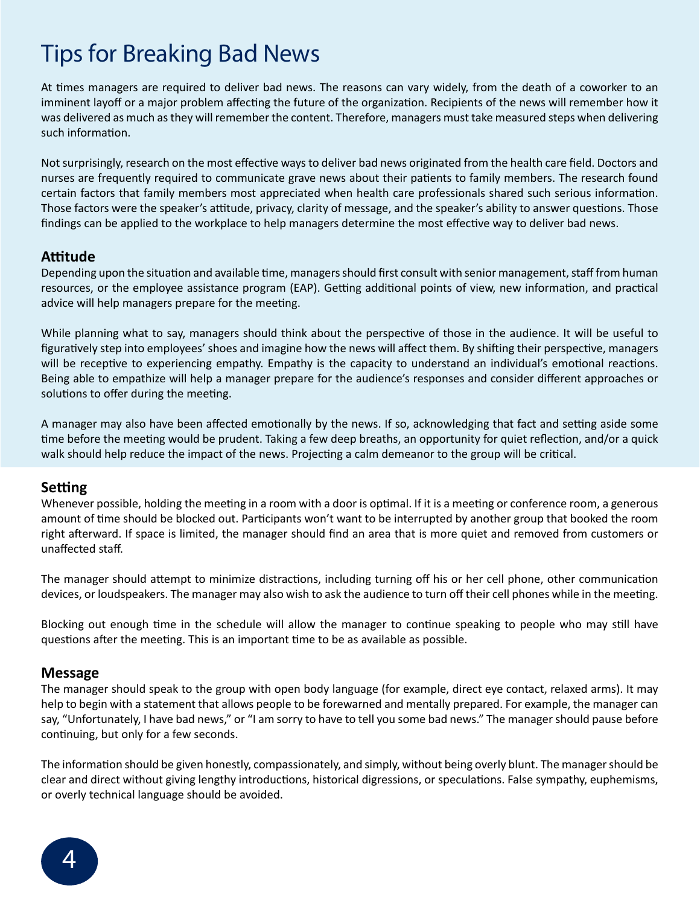# Tips for Breaking Bad News

At times managers are required to deliver bad news. The reasons can vary widely, from the death of a coworker to an imminent layoff or a major problem affecting the future of the organization. Recipients of the news will remember how it was delivered as much as they will remember the content. Therefore, managers must take measured steps when delivering such information.

Not surprisingly, research on the most effective ways to deliver bad news originated from the health care field. Doctors and nurses are frequently required to communicate grave news about their patients to family members. The research found certain factors that family members most appreciated when health care professionals shared such serious information. Those factors were the speaker's attitude, privacy, clarity of message, and the speaker's ability to answer questions. Those findings can be applied to the workplace to help managers determine the most effective way to deliver bad news.

## Attitude

Depending upon the situation and available time, managers should first consult with senior management, staff from human resources, or the employee assistance program (EAP). Getting additional points of view, new information, and practical advice will help managers prepare for the meeting.

While planning what to say, managers should think about the perspective of those in the audience. It will be useful to figuratively step into employees' shoes and imagine how the news will affect them. By shifting their perspective, managers will be receptive to experiencing empathy. Empathy is the capacity to understand an individual's emotional reactions. Being able to empathize will help a manager prepare for the audience's responses and consider different approaches or solutions to offer during the meeting.

A manager may also have been affected emotionally by the news. If so, acknowledging that fact and setting aside some time before the meeting would be prudent. Taking a few deep breaths, an opportunity for quiet reflection, and/or a quick walk should help reduce the impact of the news. Projecting a calm demeanor to the group will be critical.

## Setting

Whenever possible, holding the meeting in a room with a door is optimal. If it is a meeting or conference room, a generous amount of time should be blocked out. Participants won't want to be interrupted by another group that booked the room right afterward. If space is limited, the manager should find an area that is more quiet and removed from customers or unaffected staff.

The manager should attempt to minimize distractions, including turning off his or her cell phone, other communication devices, or loudspeakers. The manager may also wish to ask the audience to turn off their cell phones while in the meeting.

Blocking out enough time in the schedule will allow the manager to continue speaking to people who may still have questions after the meeting. This is an important time to be as available as possible.

## Message

The manager should speak to the group with open body language (for example, direct eye contact, relaxed arms). It may help to begin with a statement that allows people to be forewarned and mentally prepared. For example, the manager can say, "Unfortunately, I have bad news," or "I am sorry to have to tell you some bad news." The manager should pause before continuing, but only for a few seconds.

The information should be given honestly, compassionately, and simply, without being overly blunt. The manager should be clear and direct without giving lengthy introductions, historical digressions, or speculations. False sympathy, euphemisms, or overly technical language should be avoided.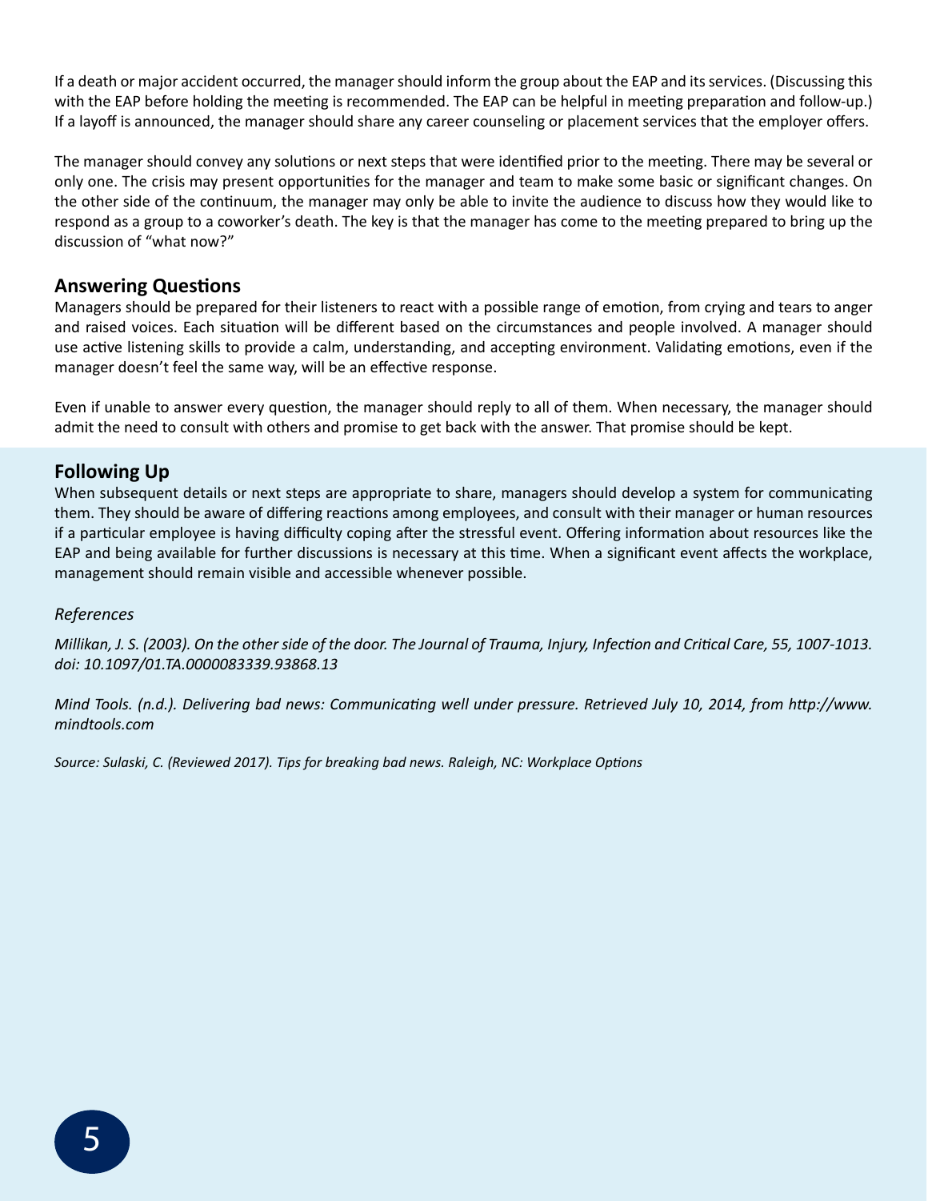If a death or major accident occurred, the manager should inform the group about the EAP and its services. (Discussing this with the EAP before holding the meeting is recommended. The EAP can be helpful in meeting preparation and follow-up.) If a layoff is announced, the manager should share any career counseling or placement services that the employer offers.

The manager should convey any solutions or next steps that were identified prior to the meeting. There may be several or only one. The crisis may present opportunities for the manager and team to make some basic or significant changes. On the other side of the continuum, the manager may only be able to invite the audience to discuss how they would like to respond as a group to a coworker's death. The key is that the manager has come to the meeting prepared to bring up the discussion of "what now?"

## Answering Questions

Managers should be prepared for their listeners to react with a possible range of emotion, from crying and tears to anger and raised voices. Each situation will be different based on the circumstances and people involved. A manager should use active listening skills to provide a calm, understanding, and accepting environment. Validating emotions, even if the manager doesn't feel the same way, will be an effective response.

Even if unable to answer every question, the manager should reply to all of them. When necessary, the manager should admit the need to consult with others and promise to get back with the answer. That promise should be kept.

## Following Up

When subsequent details or next steps are appropriate to share, managers should develop a system for communicating them. They should be aware of differing reactions among employees, and consult with their manager or human resources if a particular employee is having difficulty coping after the stressful event. Offering information about resources like the EAP and being available for further discussions is necessary at this time. When a significant event affects the workplace, management should remain visible and accessible whenever possible.

*References*

*Millikan, J. S. (2003). On the other side of the door. The Journal of Trauma, Injury, Infection and Critical Care, 55, 1007-1013. doi: 10.1097/01.TA.0000083339.93868.13*

*Mind Tools. (n.d.). Delivering bad news: Communicating well under pressure. Retrieved July 10, 2014, from http://www.mindtools.com*

*Source: Sulaski, C. (Reviewed 2017). Tips for breaking bad news. Raleigh, NC: Workplace Options*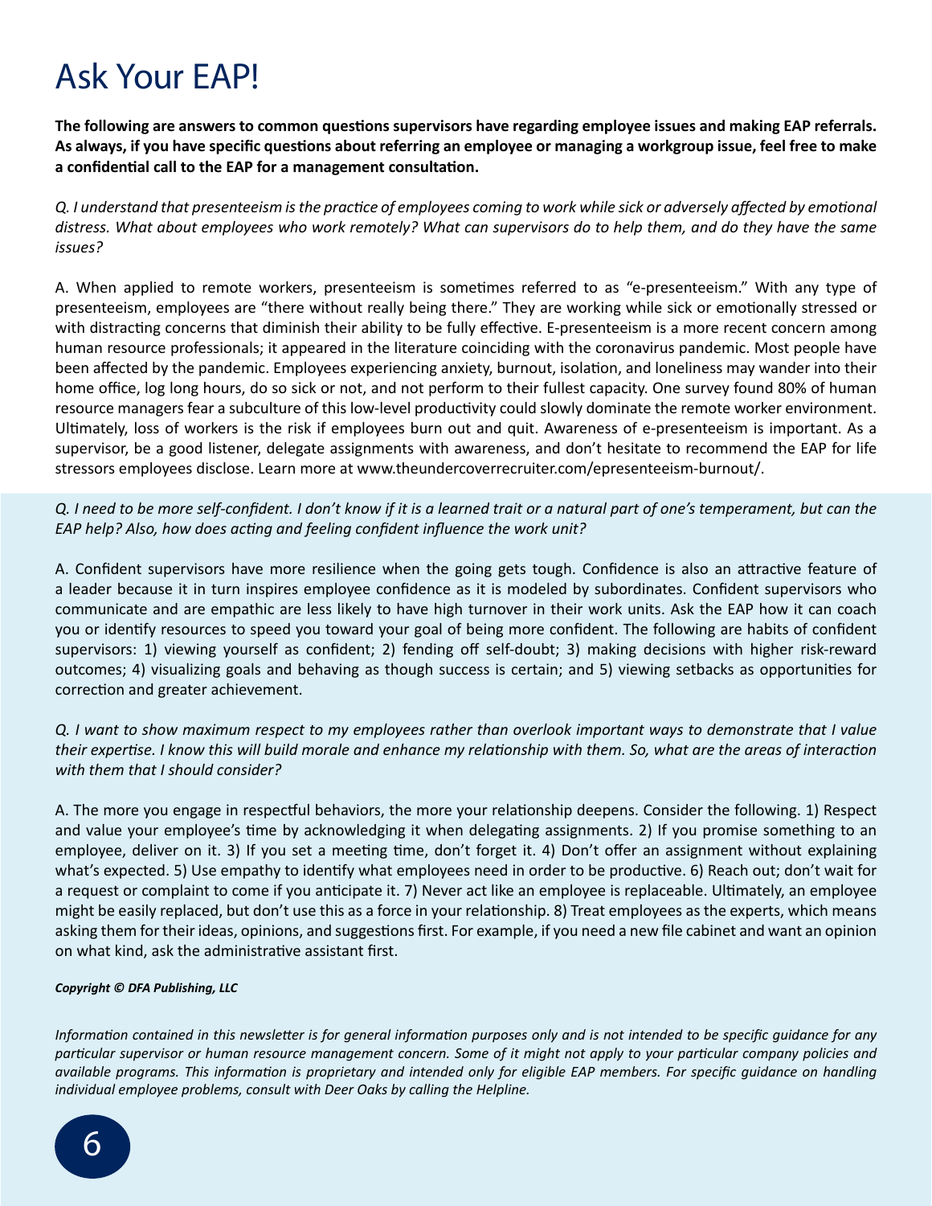# Ask Your EAP!

**The following are answers to common questions supervisors have regarding employee issues and making EAP referrals. As always, if you have specific questions about referring an employee or managing a workgroup issue, feel free to make a confidential call to the EAP for a management consultation.**

*Q. I understand that presenteeism is the practice of employees coming to work while sick or adversely affected by emotional distress. What about employees who work remotely? What can supervisors do to help them, and do they have the same issues?*

A. When applied to remote workers, presenteeism is sometimes referred to as "e-presenteeism." With any type of presenteeism, employees are "there without really being there." They are working while sick or emotionally stressed or with distracting concerns that diminish their ability to be fully effective. E-presenteeism is a more recent concern among human resource professionals; it appeared in the literature coinciding with the coronavirus pandemic. Most people have been affected by the pandemic. Employees experiencing anxiety, burnout, isolation, and loneliness may wander into their home office, log long hours, do so sick or not, and not perform to their fullest capacity. One survey found 80% of human resource managers fear a subculture of this low-level productivity could slowly dominate the remote worker environment. Ultimately, loss of workers is the risk if employees burn out and quit. Awareness of e-presenteeism is important. As a supervisor, be a good listener, delegate assignments with awareness, and don't hesitate to recommend the EAP for life stressors employees disclose. Learn more at www.theundercoverrecruiter.com/epresenteeism-burnout/.

*Q. I need to be more self-confident. I don't know if it is a learned trait or a natural part of one's temperament, but can the EAP help? Also, how does acting and feeling confident influence the work unit?*

A. Confident supervisors have more resilience when the going gets tough. Confidence is also an attractive feature of a leader because it in turn inspires employee confidence as it is modeled by subordinates. Confident supervisors who communicate and are empathic are less likely to have high turnover in their work units. Ask the EAP how it can coach you or identify resources to speed you toward your goal of being more confident. The following are habits of confident supervisors: 1) viewing yourself as confident; 2) fending off self-doubt; 3) making decisions with higher risk-reward outcomes; 4) visualizing goals and behaving as though success is certain; and 5) viewing setbacks as opportunities for correction and greater achievement.

*Q. I want to show maximum respect to my employees rather than overlook important ways to demonstrate that I value their expertise. I know this will build morale and enhance my relationship with them. So, what are the areas of interaction with them that I should consider?*

A. The more you engage in respectful behaviors, the more your relationship deepens. Consider the following. 1) Respect and value your employee's time by acknowledging it when delegating assignments. 2) If you promise something to an employee, deliver on it. 3) If you set a meeting time, don't forget it. 4) Don't offer an assignment without explaining what's expected. 5) Use empathy to identify what employees need in order to be productive. 6) Reach out; don't wait for a request or complaint to come if you anticipate it. 7) Never act like an employee is replaceable. Ultimately, an employee might be easily replaced, but don't use this as a force in your relationship. 8) Treat employees as the experts, which means asking them for their ideas, opinions, and suggestions first. For example, if you need a new file cabinet and want an opinion on what kind, ask the administrative assistant first.

***Copyright © DFA Publishing, LLC***

*Information contained in this newsletter is for general information purposes only and is not intended to be specific guidance for any particular supervisor or human resource management concern. Some of it might not apply to your particular company policies and available programs. This information is proprietary and intended only for eligible EAP members. For specific guidance on handling individual employee problems, consult with Deer Oaks by calling the Helpline.*